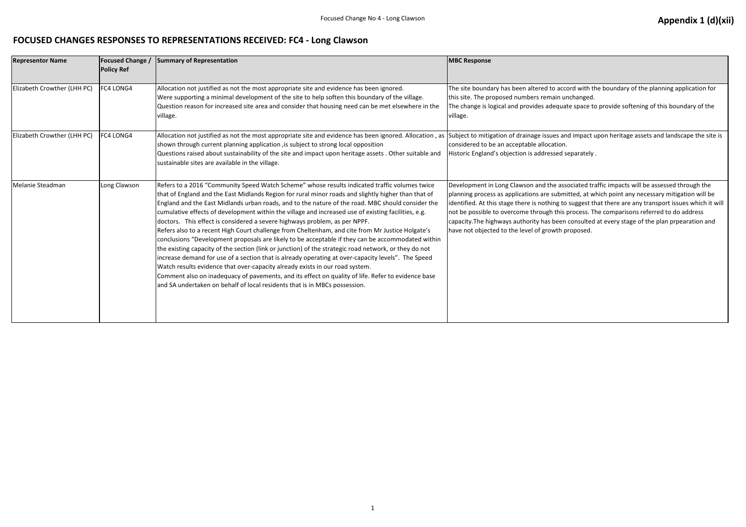**Appendix 1 (d)(xii)**

# FOCUSED CHANGES RESPONSES TO REPRESENTATIONS RECEIVED: FC4 - Long Clawson

| Representor Name | Focused Change / Policy Ref | Summary of Representation | MBC Response |
|---|---|---|---|
| Elizabeth Crowther (LHH PC) | FC4 LONG4 | Allocation not justified as not the most appropriate site and evidence has been ignored.<br>Were supporting a minimal development of the site to help soften this boundary of the village.<br>Question reason for increased site area and consider that housing need can be met elsewhere in the village. | The site boundary has been altered to accord with the boundary of the planning application for this site. The proposed numbers remain unchanged.<br>The change is logical and provides adequate space to provide softening of this boundary of the village. |
| Elizabeth Crowther (LHH PC) | FC4 LONG4 | Allocation not justified as not the most appropriate site and evidence has been ignored. Allocation , as shown through current planning application ,is subject to strong local opposition<br>Questions raised about sustainability of the site and impact upon heritage assets . Other suitable and sustainable sites are available in the village. | Subject to mitigation of drainage issues and impact upon heritage assets and landscape the site is considered to be an acceptable allocation.<br>Historic England's objection is addressed separately . |
| Melanie Steadman | Long Clawson | Refers to a 2016 "Community Speed Watch Scheme" whose results indicated traffic volumes twice that of England and the East Midlands Region for rural minor roads and slightly higher than that of England and the East Midlands urban roads, and to the nature of the road. MBC should consider the cumulative effects of development within the village and increased use of existing facilities, e.g. doctors. This effect is considered a severe highways problem, as per NPPF.<br>Refers also to a recent High Court challenge from Cheltenham, and cite from Mr Justice Holgate's conclusions "Development proposals are likely to be acceptable if they can be accommodated within the existing capacity of the section (link or junction) of the strategic road network, or they do not increase demand for use of a section that is already operating at over-capacity levels". The Speed Watch results evidence that over-capacity already exists in our road system.<br>Comment also on inadequacy of pavements, and its effect on quality of life. Refer to evidence base and SA undertaken on behalf of local residents that is in MBCs possession. | Development in Long Clawson and the associated traffic impacts will be assessed through the planning process as applications are submitted, at which point any necessary mitigation will be identified. At this stage there is nothing to suggest that there are any transport issues which it will not be possible to overcome through this process. The comparisons referred to do address capacity.The highways authority has been consulted at every stage of the plan prpearation and have not objected to the level of growth proposed. |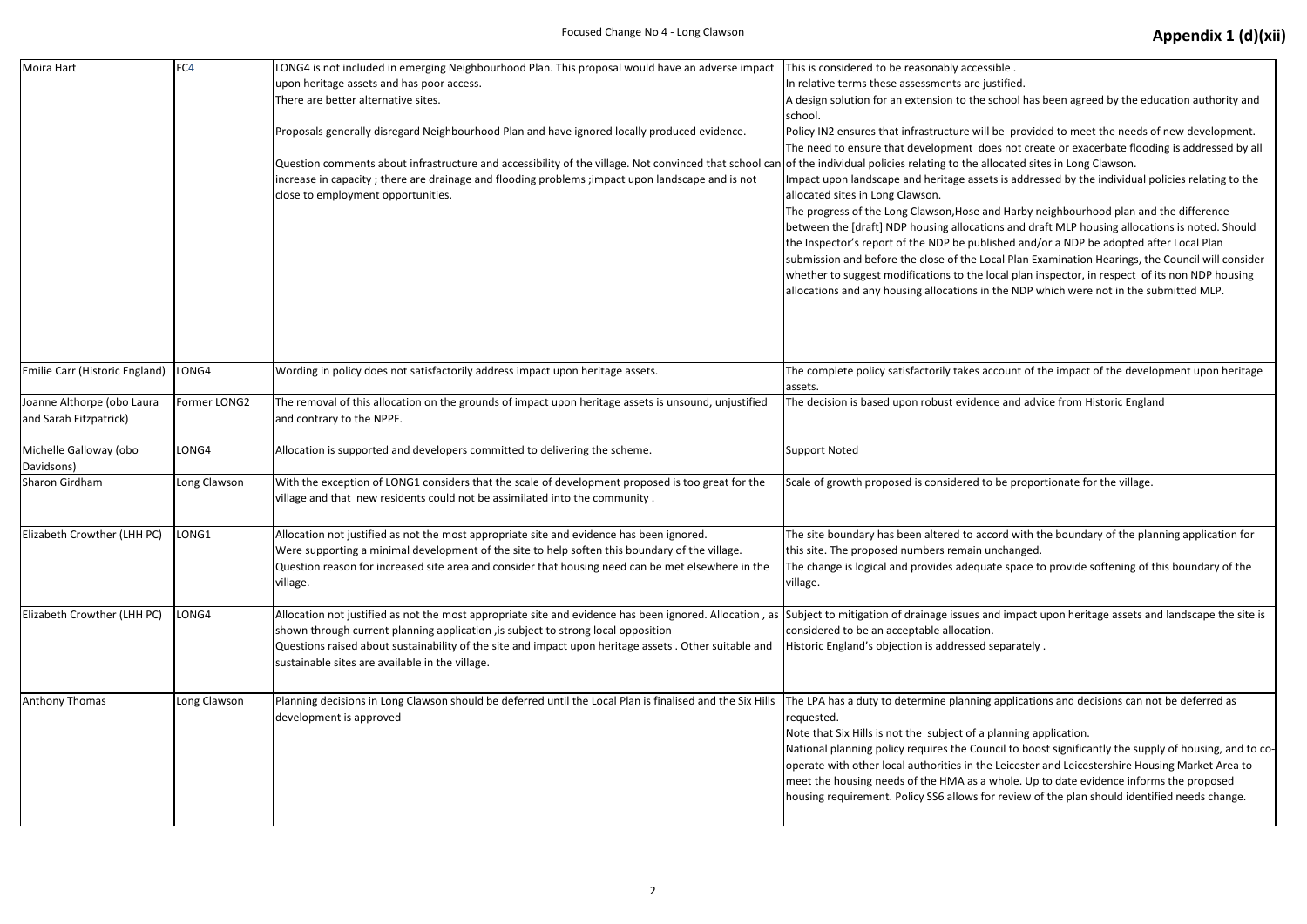| | | | |
|---|---|---|---|
| Moira Hart | FC4 | LONG4 is not included in emerging Neighbourhood Plan. This proposal would have an adverse impact upon heritage assets and has poor access.<br>There are better alternative sites.<br><br>Proposals generally disregard Neighbourhood Plan and have ignored locally produced evidence.<br><br>Question comments about infrastructure and accessibility of the village. Not convinced that school can increase in capacity ; there are drainage and flooding problems ;impact upon landscape and is not close to employment opportunities. | This is considered to be reasonably accessible .<br>In relative terms these assessments are justified.<br>A design solution for an extension to the school has been agreed by the education authority and school.<br>Policy IN2 ensures that infrastructure will be provided to meet the needs of new development.<br>The need to ensure that development does not create or exacerbate flooding is addressed by all of the individual policies relating to the allocated sites in Long Clawson.<br>Impact upon landscape and heritage assets is addressed by the individual policies relating to the allocated sites in Long Clawson.<br>The progress of the Long Clawson,Hose and Harby neighbourhood plan and the difference between the [draft] NDP housing allocations and draft MLP housing allocations is noted. Should the Inspector's report of the NDP be published and/or a NDP be adopted after Local Plan submission and before the close of the Local Plan Examination Hearings, the Council will consider whether to suggest modifications to the local plan inspector, in respect of its non NDP housing allocations and any housing allocations in the NDP which were not in the submitted MLP. |
| Emilie Carr (Historic England) | LONG4 | Wording in policy does not satisfactorily address impact upon heritage assets. | The complete policy satisfactorily takes account of the impact of the development upon heritage assets. |
| Joanne Althorpe (obo Laura and Sarah Fitzpatrick) | Former LONG2 | The removal of this allocation on the grounds of impact upon heritage assets is unsound, unjustified and contrary to the NPPF. | The decision is based upon robust evidence and advice from Historic England |
| Michelle Galloway (obo Davidsons) | LONG4 | Allocation is supported and developers committed to delivering the scheme. | Support Noted |
| Sharon Girdham | Long Clawson | With the exception of LONG1 considers that the scale of development proposed is too great for the village and that new residents could not be assimilated into the community . | Scale of growth proposed is considered to be proportionate for the village. |
| Elizabeth Crowther (LHH PC) | LONG1 | Allocation not justified as not the most appropriate site and evidence has been ignored.<br>Were supporting a minimal development of the site to help soften this boundary of the village.<br>Question reason for increased site area and consider that housing need can be met elsewhere in the village. | The site boundary has been altered to accord with the boundary of the planning application for this site. The proposed numbers remain unchanged.<br>The change is logical and provides adequate space to provide softening of this boundary of the village. |
| Elizabeth Crowther (LHH PC) | LONG4 | Allocation not justified as not the most appropriate site and evidence has been ignored. Allocation , as shown through current planning application ,is subject to strong local opposition<br>Questions raised about sustainability of the site and impact upon heritage assets . Other suitable and sustainable sites are available in the village. | Subject to mitigation of drainage issues and impact upon heritage assets and landscape the site is considered to be an acceptable allocation.<br>Historic England's objection is addressed separately . |
| Anthony Thomas | Long Clawson | Planning decisions in Long Clawson should be deferred until the Local Plan is finalised and the Six Hills development is approved | The LPA has a duty to determine planning applications and decisions can not be deferred as requested.<br>Note that Six Hills is not the subject of a planning application.<br>National planning policy requires the Council to boost significantly the supply of housing, and to co-operate with other local authorities in the Leicester and Leicestershire Housing Market Area to meet the housing needs of the HMA as a whole. Up to date evidence informs the proposed housing requirement. Policy SS6 allows for review of the plan should identified needs change. |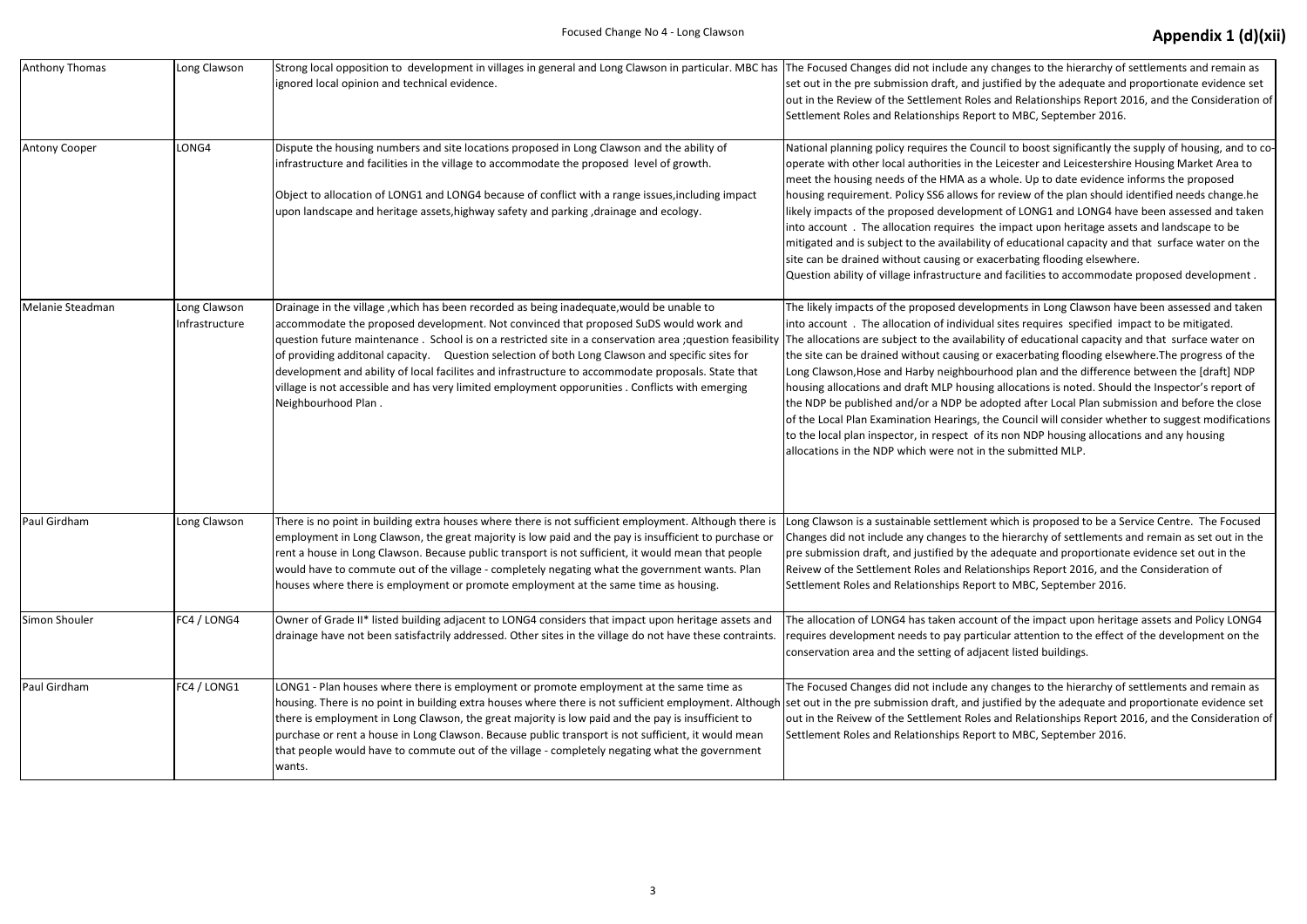| Anthony Thomas | Long Clawson | Strong local opposition to development in villages in general and Long Clawson in particular. MBC has ignored local opinion and technical evidence. | The Focused Changes did not include any changes to the hierarchy of settlements and remain as set out in the pre submission draft, and justified by the adequate and proportionate evidence set out in the Review of the Settlement Roles and Relationships Report 2016, and the Consideration of Settlement Roles and Relationships Report to MBC, September 2016. |
|---|---|---|---|
| Antony Cooper | LONG4 | Dispute the housing numbers and site locations proposed in Long Clawson and the ability of infrastructure and facilities in the village to accommodate the proposed level of growth.<br><br>Object to allocation of LONG1 and LONG4 because of conflict with a range issues,including impact upon landscape and heritage assets,highway safety and parking ,drainage and ecology. | National planning policy requires the Council to boost significantly the supply of housing, and to co-operate with other local authorities in the Leicester and Leicestershire Housing Market Area to meet the housing needs of the HMA as a whole. Up to date evidence informs the proposed housing requirement. Policy SS6 allows for review of the plan should identified needs change.he likely impacts of the proposed development of LONG1 and LONG4 have been assessed and taken into account . The allocation requires the impact upon heritage assets and landscape to be mitigated and is subject to the availability of educational capacity and that surface water on the site can be drained without causing or exacerbating flooding elsewhere.<br>Question ability of village infrastructure and facilities to accommodate proposed development . |
| Melanie Steadman | Long Clawson Infrastructure | Drainage in the village ,which has been recorded as being inadequate,would be unable to accommodate the proposed development. Not convinced that proposed SuDS would work and question future maintenance . School is on a restricted site in a conservation area ;question feasibility of providing additonal capacity. Question selection of both Long Clawson and specific sites for development and ability of local facilites and infrastructure to accommodate proposals. State that village is not accessible and has very limited employment opporunities . Conflicts with emerging Neighbourhood Plan . | The likely impacts of the proposed developments in Long Clawson have been assessed and taken into account . The allocation of individual sites requires specified impact to be mitigated. The allocations are subject to the availability of educational capacity and that surface water on the site can be drained without causing or exacerbating flooding elsewhere.The progress of the Long Clawson,Hose and Harby neighbourhood plan and the difference between the [draft] NDP housing allocations and draft MLP housing allocations is noted. Should the Inspector's report of the NDP be published and/or a NDP be adopted after Local Plan submission and before the close of the Local Plan Examination Hearings, the Council will consider whether to suggest modifications to the local plan inspector, in respect of its non NDP housing allocations and any housing allocations in the NDP which were not in the submitted MLP. |
| Paul Girdham | Long Clawson | There is no point in building extra houses where there is not sufficient employment. Although there is employment in Long Clawson, the great majority is low paid and the pay is insufficient to purchase or rent a house in Long Clawson. Because public transport is not sufficient, it would mean that people would have to commute out of the village - completely negating what the government wants. Plan houses where there is employment or promote employment at the same time as housing. | Long Clawson is a sustainable settlement which is proposed to be a Service Centre. The Focused Changes did not include any changes to the hierarchy of settlements and remain as set out in the pre submission draft, and justified by the adequate and proportionate evidence set out in the Reivew of the Settlement Roles and Relationships Report 2016, and the Consideration of Settlement Roles and Relationships Report to MBC, September 2016. |
| Simon Shouler | FC4 / LONG4 | Owner of Grade II* listed building adjacent to LONG4 considers that impact upon heritage assets and drainage have not been satisfactrily addressed. Other sites in the village do not have these contraints. | The allocation of LONG4 has taken account of the impact upon heritage assets and Policy LONG4 requires development needs to pay particular attention to the effect of the development on the conservation area and the setting of adjacent listed buildings. |
| Paul Girdham | FC4 / LONG1 | LONG1 - Plan houses where there is employment or promote employment at the same time as housing. There is no point in building extra houses where there is not sufficient employment. Although there is employment in Long Clawson, the great majority is low paid and the pay is insufficient to purchase or rent a house in Long Clawson. Because public transport is not sufficient, it would mean that people would have to commute out of the village - completely negating what the government wants. | The Focused Changes did not include any changes to the hierarchy of settlements and remain as set out in the pre submission draft, and justified by the adequate and proportionate evidence set out in the Reivew of the Settlement Roles and Relationships Report 2016, and the Consideration of Settlement Roles and Relationships Report to MBC, September 2016. |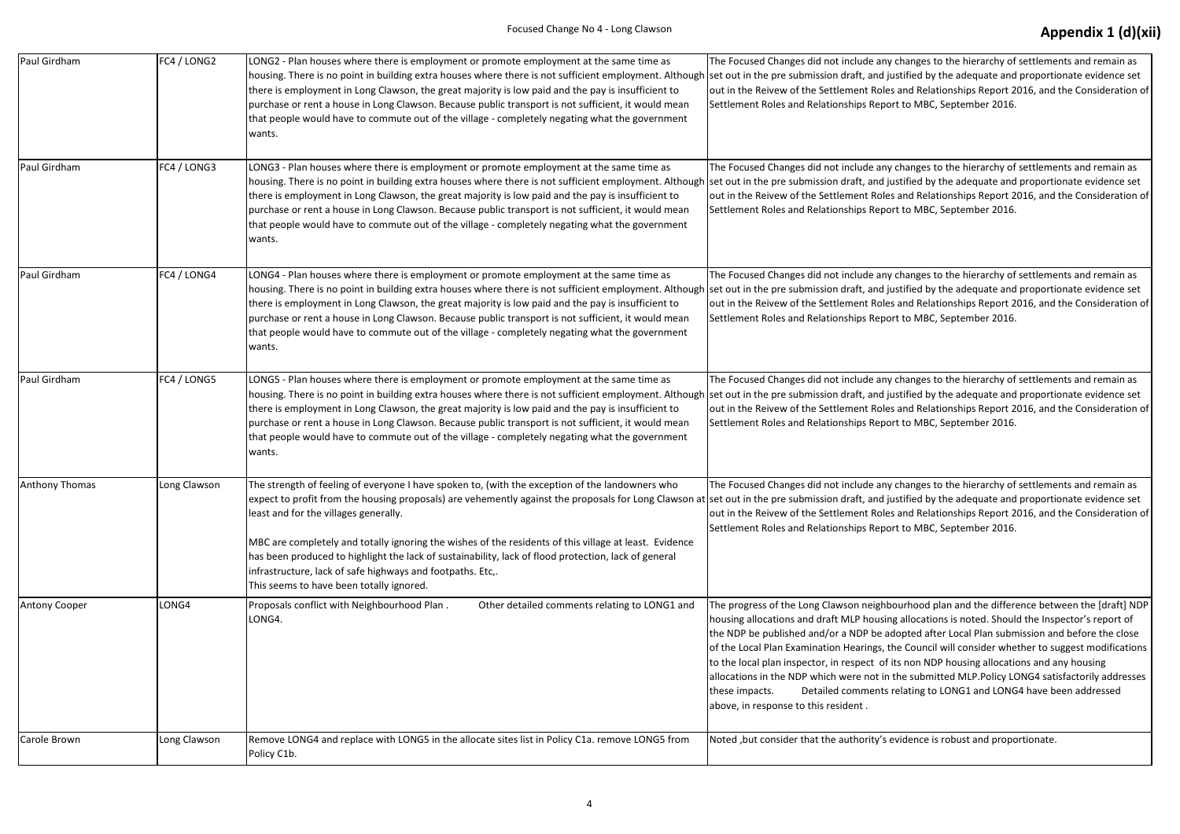Focused Change No 4 - Long Clawson

**Appendix 1 (d)(xii)**

| | | | |
|---|---|---|---|
| Paul Girdham | FC4 / LONG2 | LONG2 - Plan houses where there is employment or promote employment at the same time as housing. There is no point in building extra houses where there is not sufficient employment. Although there is employment in Long Clawson, the great majority is low paid and the pay is insufficient to purchase or rent a house in Long Clawson. Because public transport is not sufficient, it would mean that people would have to commute out of the village - completely negating what the government wants. | The Focused Changes did not include any changes to the hierarchy of settlements and remain as set out in the pre submission draft, and justified by the adequate and proportionate evidence set out in the Reivew of the Settlement Roles and Relationships Report 2016, and the Consideration of Settlement Roles and Relationships Report to MBC, September 2016. |
| Paul Girdham | FC4 / LONG3 | LONG3 - Plan houses where there is employment or promote employment at the same time as housing. There is no point in building extra houses where there is not sufficient employment. Although there is employment in Long Clawson, the great majority is low paid and the pay is insufficient to purchase or rent a house in Long Clawson. Because public transport is not sufficient, it would mean that people would have to commute out of the village - completely negating what the government wants. | The Focused Changes did not include any changes to the hierarchy of settlements and remain as set out in the pre submission draft, and justified by the adequate and proportionate evidence set out in the Reivew of the Settlement Roles and Relationships Report 2016, and the Consideration of Settlement Roles and Relationships Report to MBC, September 2016. |
| Paul Girdham | FC4 / LONG4 | LONG4 - Plan houses where there is employment or promote employment at the same time as housing. There is no point in building extra houses where there is not sufficient employment. Although there is employment in Long Clawson, the great majority is low paid and the pay is insufficient to purchase or rent a house in Long Clawson. Because public transport is not sufficient, it would mean that people would have to commute out of the village - completely negating what the government wants. | The Focused Changes did not include any changes to the hierarchy of settlements and remain as set out in the pre submission draft, and justified by the adequate and proportionate evidence set out in the Reivew of the Settlement Roles and Relationships Report 2016, and the Consideration of Settlement Roles and Relationships Report to MBC, September 2016. |
| Paul Girdham | FC4 / LONG5 | LONG5 - Plan houses where there is employment or promote employment at the same time as housing. There is no point in building extra houses where there is not sufficient employment. Although there is employment in Long Clawson, the great majority is low paid and the pay is insufficient to purchase or rent a house in Long Clawson. Because public transport is not sufficient, it would mean that people would have to commute out of the village - completely negating what the government wants. | The Focused Changes did not include any changes to the hierarchy of settlements and remain as set out in the pre submission draft, and justified by the adequate and proportionate evidence set out in the Reivew of the Settlement Roles and Relationships Report 2016, and the Consideration of Settlement Roles and Relationships Report to MBC, September 2016. |
| Anthony Thomas | Long Clawson | The strength of feeling of everyone I have spoken to, (with the exception of the landowners who expect to profit from the housing proposals) are vehemently against the proposals for Long Clawson at least and for the villages generally.<br><br>MBC are completely and totally ignoring the wishes of the residents of this village at least. Evidence has been produced to highlight the lack of sustainability, lack of flood protection, lack of general infrastructure, lack of safe highways and footpaths. Etc,.<br>This seems to have been totally ignored. | The Focused Changes did not include any changes to the hierarchy of settlements and remain as set out in the pre submission draft, and justified by the adequate and proportionate evidence set out in the Reivew of the Settlement Roles and Relationships Report 2016, and the Consideration of Settlement Roles and Relationships Report to MBC, September 2016. |
| Antony Cooper | LONG4 | Proposals conflict with Neighbourhood Plan . Other detailed comments relating to LONG1 and LONG4. | The progress of the Long Clawson neighbourhood plan and the difference between the [draft] NDP housing allocations and draft MLP housing allocations is noted. Should the Inspector's report of the NDP be published and/or a NDP be adopted after Local Plan submission and before the close of the Local Plan Examination Hearings, the Council will consider whether to suggest modifications to the local plan inspector, in respect of its non NDP housing allocations and any housing allocations in the NDP which were not in the submitted MLP.Policy LONG4 satisfactorily addresses these impacts. Detailed comments relating to LONG1 and LONG4 have been addressed above, in response to this resident . |
| Carole Brown | Long Clawson | Remove LONG4 and replace with LONG5 in the allocate sites list in Policy C1a. remove LONG5 from Policy C1b. | Noted ,but consider that the authority's evidence is robust and proportionate. |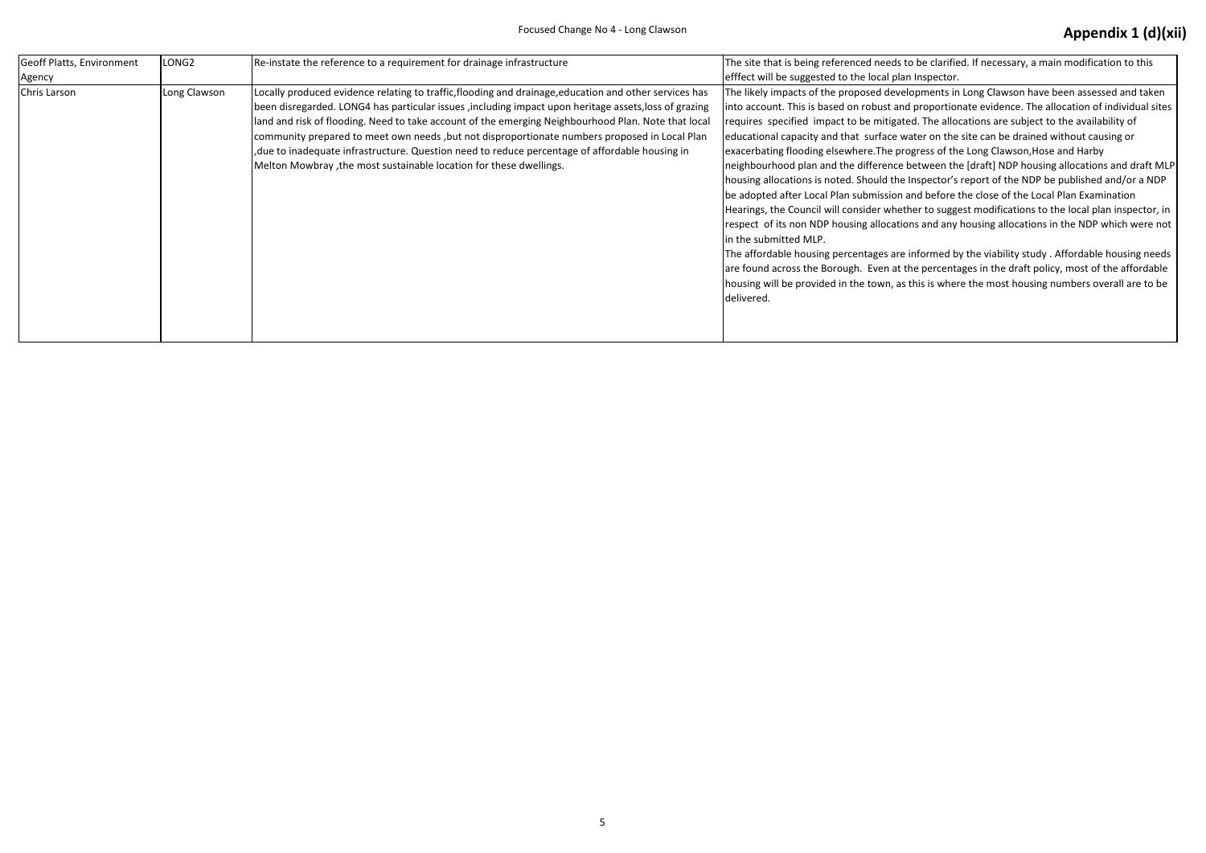| | | | |
|---|---|---|---|
| Geoff Platts, Environment Agency | LONG2 | Re-instate the reference to a requirement for drainage infrastructure | The site that is being referenced needs to be clarified. If necessary, a main modification to this efffect will be suggested to the local plan Inspector. |
| Chris Larson | Long Clawson | Locally produced evidence relating to traffic,flooding and drainage,education and other services has been disregarded. LONG4 has particular issues ,including impact upon heritage assets,loss of grazing land and risk of flooding. Need to take account of the emerging Neighbourhood Plan. Note that local community prepared to meet own needs ,but not disproportionate numbers proposed in Local Plan ,due to inadequate infrastructure. Question need to reduce percentage of affordable housing in Melton Mowbray ,the most sustainable location for these dwellings. | The likely impacts of the proposed developments in Long Clawson have been assessed and taken into account. This is based on robust and proportionate evidence. The allocation of individual sites requires specified impact to be mitigated. The allocations are subject to the availability of educational capacity and that surface water on the site can be drained without causing or exacerbating flooding elsewhere.The progress of the Long Clawson,Hose and Harby neighbourhood plan and the difference between the [draft] NDP housing allocations and draft MLP housing allocations is noted. Should the Inspector's report of the NDP be published and/or a NDP be adopted after Local Plan submission and before the close of the Local Plan Examination Hearings, the Council will consider whether to suggest modifications to the local plan inspector, in respect of its non NDP housing allocations and any housing allocations in the NDP which were not in the submitted MLP.<br>The affordable housing percentages are informed by the viability study . Affordable housing needs are found across the Borough. Even at the percentages in the draft policy, most of the affordable housing will be provided in the town, as this is where the most housing numbers overall are to be delivered. |